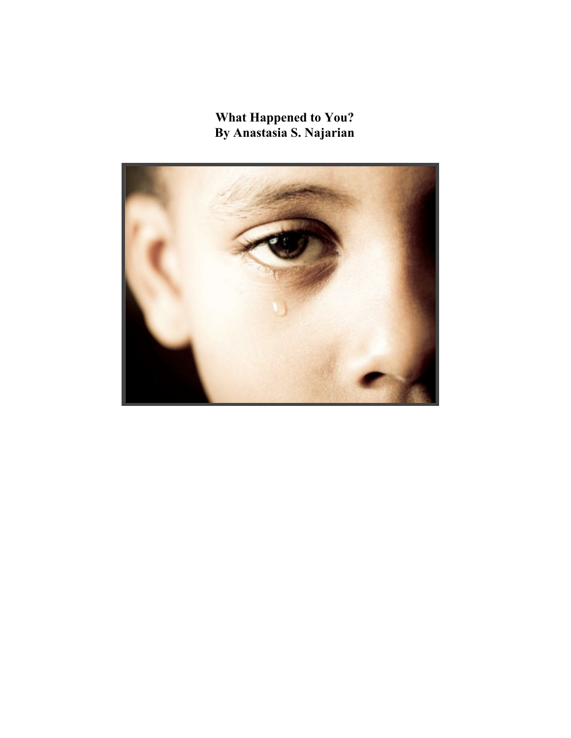# What Happened to You?
## By Anastasia S. Najarian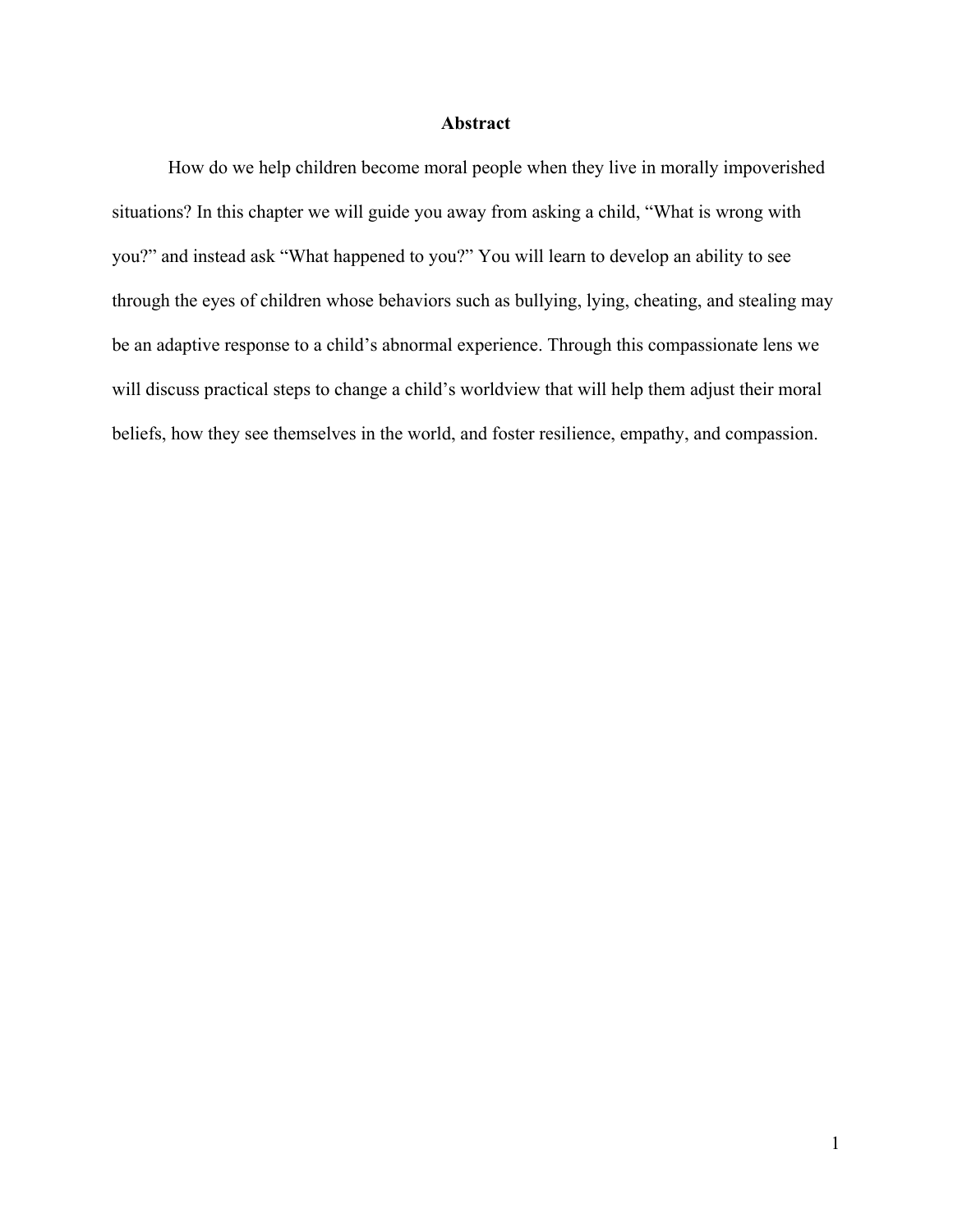# Abstract

How do we help children become moral people when they live in morally impoverished situations? In this chapter we will guide you away from asking a child, “What is wrong with you?” and instead ask “What happened to you?” You will learn to develop an ability to see through the eyes of children whose behaviors such as bullying, lying, cheating, and stealing may be an adaptive response to a child’s abnormal experience. Through this compassionate lens we will discuss practical steps to change a child’s worldview that will help them adjust their moral beliefs, how they see themselves in the world, and foster resilience, empathy, and compassion.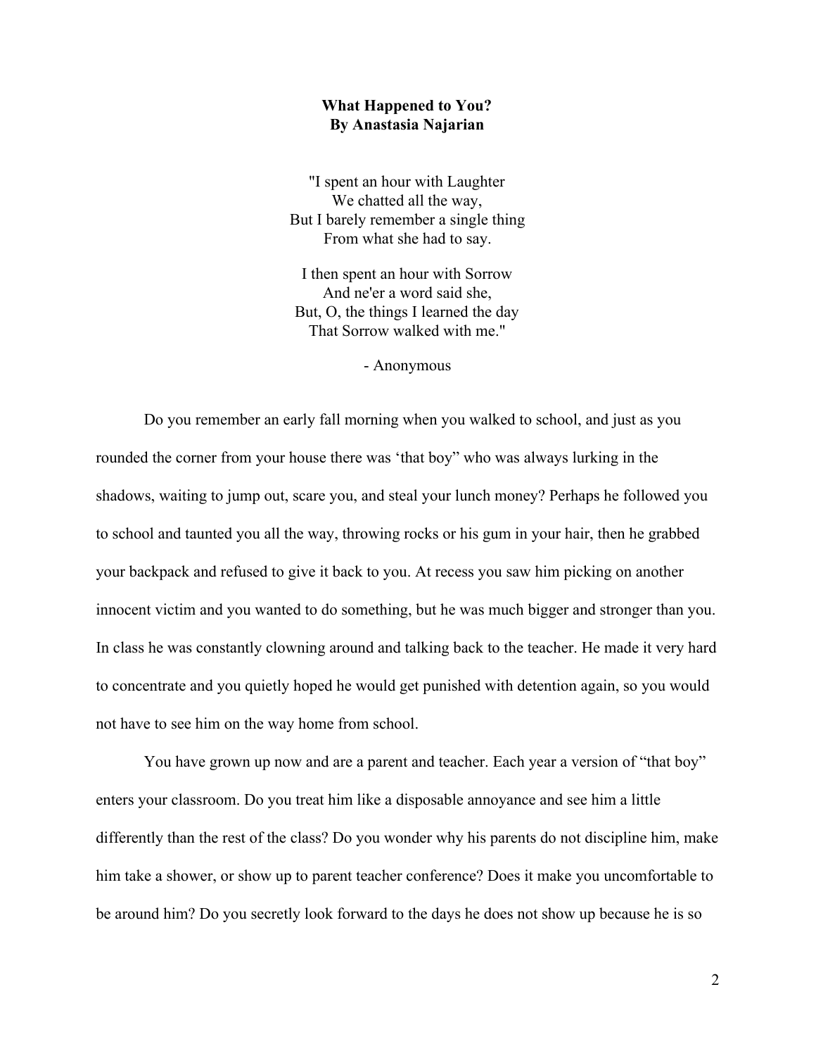**What Happened to You?**
**By Anastasia Najarian**

"I spent an hour with Laughter
We chatted all the way,
But I barely remember a single thing
From what she had to say.

I then spent an hour with Sorrow
And ne'er a word said she,
But, O, the things I learned the day
That Sorrow walked with me."

\- Anonymous

Do you remember an early fall morning when you walked to school, and just as you rounded the corner from your house there was 'that boy" who was always lurking in the shadows, waiting to jump out, scare you, and steal your lunch money? Perhaps he followed you to school and taunted you all the way, throwing rocks or his gum in your hair, then he grabbed your backpack and refused to give it back to you. At recess you saw him picking on another innocent victim and you wanted to do something, but he was much bigger and stronger than you. In class he was constantly clowning around and talking back to the teacher. He made it very hard to concentrate and you quietly hoped he would get punished with detention again, so you would not have to see him on the way home from school.

You have grown up now and are a parent and teacher. Each year a version of "that boy" enters your classroom. Do you treat him like a disposable annoyance and see him a little differently than the rest of the class? Do you wonder why his parents do not discipline him, make him take a shower, or show up to parent teacher conference? Does it make you uncomfortable to be around him? Do you secretly look forward to the days he does not show up because he is so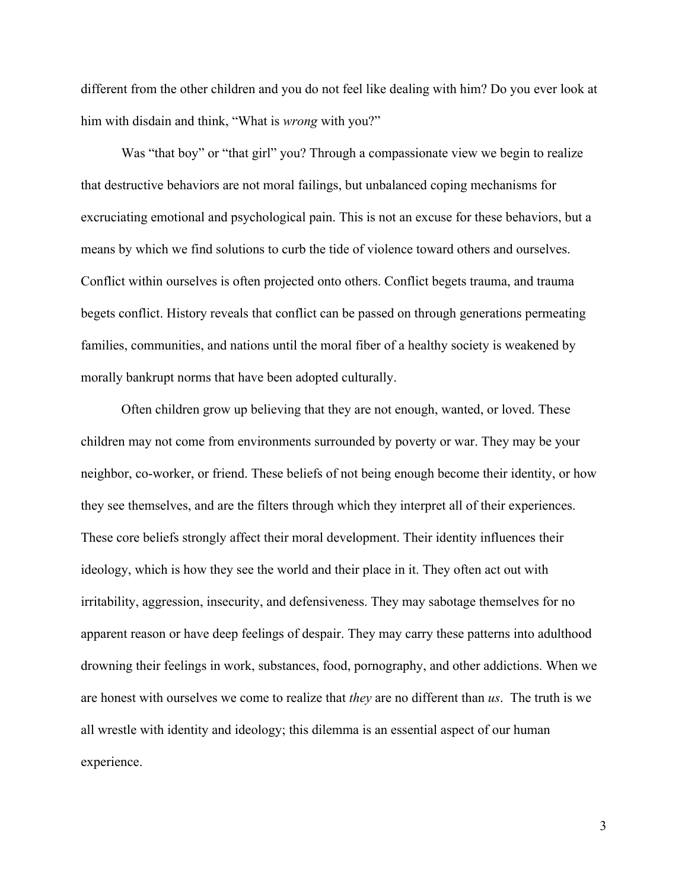different from the other children and you do not feel like dealing with him? Do you ever look at him with disdain and think, "What is *wrong* with you?"

Was "that boy" or "that girl" you? Through a compassionate view we begin to realize that destructive behaviors are not moral failings, but unbalanced coping mechanisms for excruciating emotional and psychological pain. This is not an excuse for these behaviors, but a means by which we find solutions to curb the tide of violence toward others and ourselves. Conflict within ourselves is often projected onto others. Conflict begets trauma, and trauma begets conflict. History reveals that conflict can be passed on through generations permeating families, communities, and nations until the moral fiber of a healthy society is weakened by morally bankrupt norms that have been adopted culturally.

Often children grow up believing that they are not enough, wanted, or loved. These children may not come from environments surrounded by poverty or war. They may be your neighbor, co-worker, or friend. These beliefs of not being enough become their identity, or how they see themselves, and are the filters through which they interpret all of their experiences. These core beliefs strongly affect their moral development. Their identity influences their ideology, which is how they see the world and their place in it. They often act out with irritability, aggression, insecurity, and defensiveness. They may sabotage themselves for no apparent reason or have deep feelings of despair. They may carry these patterns into adulthood drowning their feelings in work, substances, food, pornography, and other addictions. When we are honest with ourselves we come to realize that *they* are no different than *us*. The truth is we all wrestle with identity and ideology; this dilemma is an essential aspect of our human experience.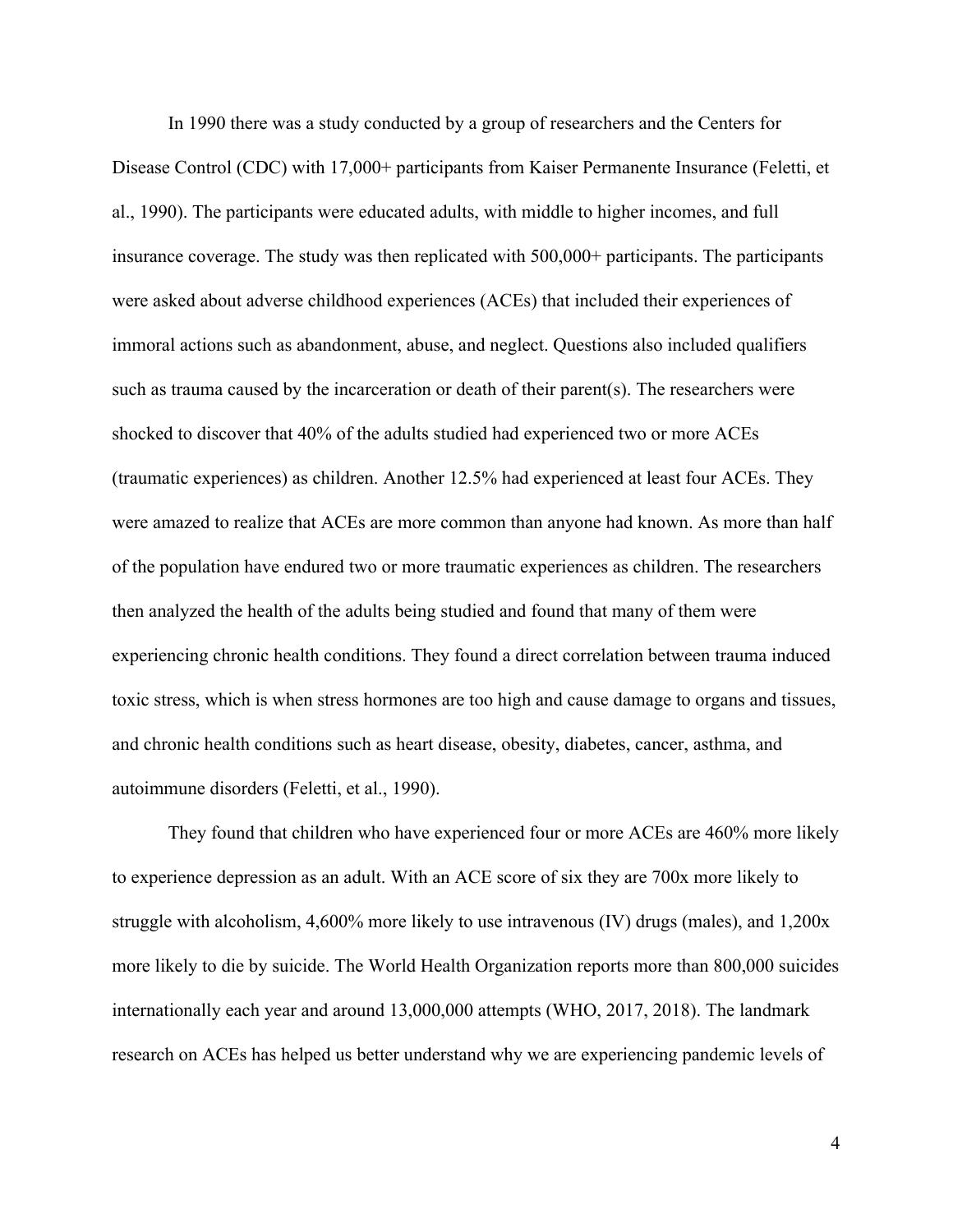In 1990 there was a study conducted by a group of researchers and the Centers for Disease Control (CDC) with 17,000+ participants from Kaiser Permanente Insurance (Feletti, et al., 1990). The participants were educated adults, with middle to higher incomes, and full insurance coverage. The study was then replicated with 500,000+ participants. The participants were asked about adverse childhood experiences (ACEs) that included their experiences of immoral actions such as abandonment, abuse, and neglect. Questions also included qualifiers such as trauma caused by the incarceration or death of their parent(s). The researchers were shocked to discover that 40% of the adults studied had experienced two or more ACEs (traumatic experiences) as children. Another 12.5% had experienced at least four ACEs. They were amazed to realize that ACEs are more common than anyone had known. As more than half of the population have endured two or more traumatic experiences as children. The researchers then analyzed the health of the adults being studied and found that many of them were experiencing chronic health conditions. They found a direct correlation between trauma induced toxic stress, which is when stress hormones are too high and cause damage to organs and tissues, and chronic health conditions such as heart disease, obesity, diabetes, cancer, asthma, and autoimmune disorders (Feletti, et al., 1990).

They found that children who have experienced four or more ACEs are 460% more likely to experience depression as an adult. With an ACE score of six they are 700x more likely to struggle with alcoholism, 4,600% more likely to use intravenous (IV) drugs (males), and 1,200x more likely to die by suicide. The World Health Organization reports more than 800,000 suicides internationally each year and around 13,000,000 attempts (WHO, 2017, 2018). The landmark research on ACEs has helped us better understand why we are experiencing pandemic levels of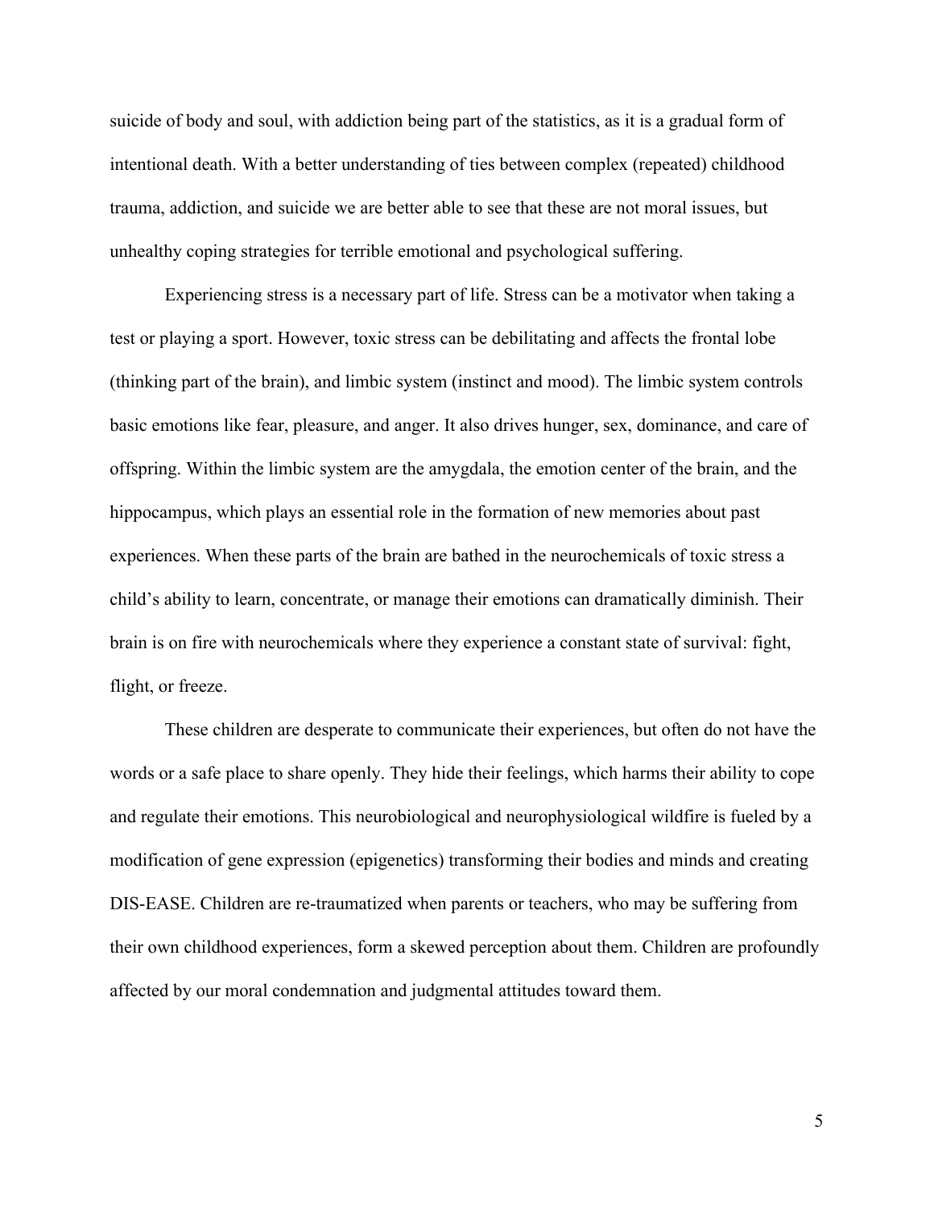suicide of body and soul, with addiction being part of the statistics, as it is a gradual form of intentional death. With a better understanding of ties between complex (repeated) childhood trauma, addiction, and suicide we are better able to see that these are not moral issues, but unhealthy coping strategies for terrible emotional and psychological suffering.

Experiencing stress is a necessary part of life. Stress can be a motivator when taking a test or playing a sport. However, toxic stress can be debilitating and affects the frontal lobe (thinking part of the brain), and limbic system (instinct and mood). The limbic system controls basic emotions like fear, pleasure, and anger. It also drives hunger, sex, dominance, and care of offspring. Within the limbic system are the amygdala, the emotion center of the brain, and the hippocampus, which plays an essential role in the formation of new memories about past experiences. When these parts of the brain are bathed in the neurochemicals of toxic stress a child's ability to learn, concentrate, or manage their emotions can dramatically diminish. Their brain is on fire with neurochemicals where they experience a constant state of survival: fight, flight, or freeze.

These children are desperate to communicate their experiences, but often do not have the words or a safe place to share openly. They hide their feelings, which harms their ability to cope and regulate their emotions. This neurobiological and neurophysiological wildfire is fueled by a modification of gene expression (epigenetics) transforming their bodies and minds and creating DIS-EASE. Children are re-traumatized when parents or teachers, who may be suffering from their own childhood experiences, form a skewed perception about them. Children are profoundly affected by our moral condemnation and judgmental attitudes toward them.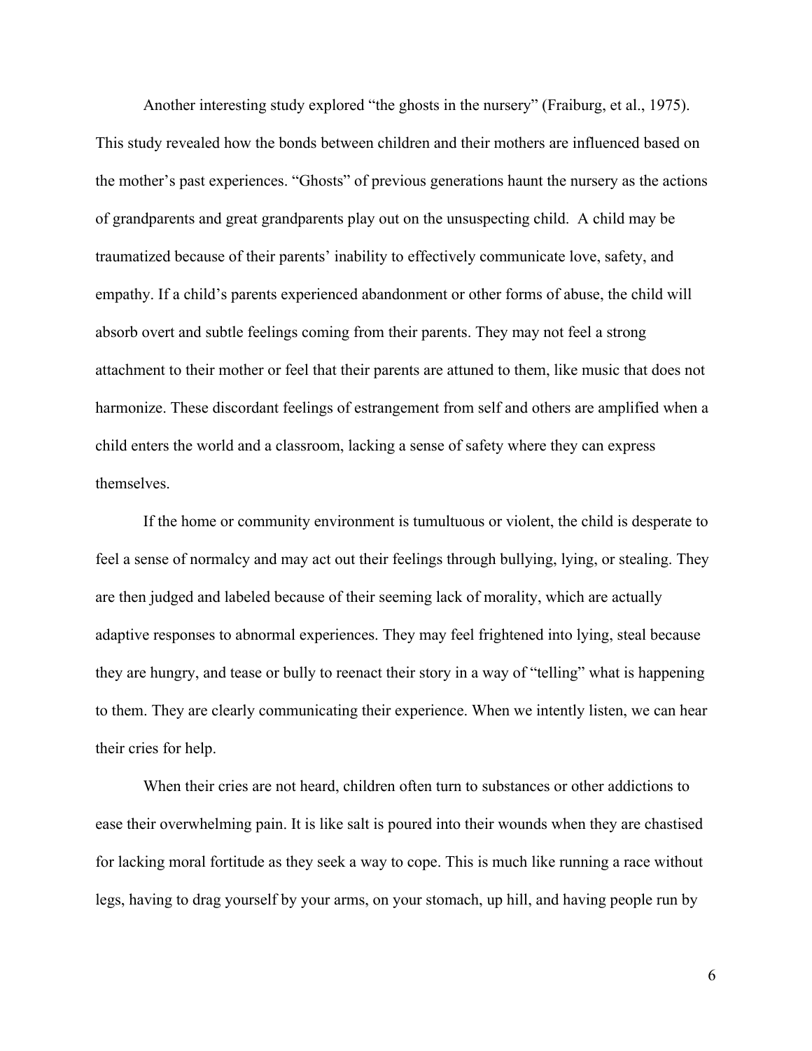Another interesting study explored "the ghosts in the nursery" (Fraiburg, et al., 1975). This study revealed how the bonds between children and their mothers are influenced based on the mother's past experiences. "Ghosts" of previous generations haunt the nursery as the actions of grandparents and great grandparents play out on the unsuspecting child. A child may be traumatized because of their parents' inability to effectively communicate love, safety, and empathy. If a child's parents experienced abandonment or other forms of abuse, the child will absorb overt and subtle feelings coming from their parents. They may not feel a strong attachment to their mother or feel that their parents are attuned to them, like music that does not harmonize. These discordant feelings of estrangement from self and others are amplified when a child enters the world and a classroom, lacking a sense of safety where they can express themselves.

If the home or community environment is tumultuous or violent, the child is desperate to feel a sense of normalcy and may act out their feelings through bullying, lying, or stealing. They are then judged and labeled because of their seeming lack of morality, which are actually adaptive responses to abnormal experiences. They may feel frightened into lying, steal because they are hungry, and tease or bully to reenact their story in a way of "telling" what is happening to them. They are clearly communicating their experience. When we intently listen, we can hear their cries for help.

When their cries are not heard, children often turn to substances or other addictions to ease their overwhelming pain. It is like salt is poured into their wounds when they are chastised for lacking moral fortitude as they seek a way to cope. This is much like running a race without legs, having to drag yourself by your arms, on your stomach, up hill, and having people run by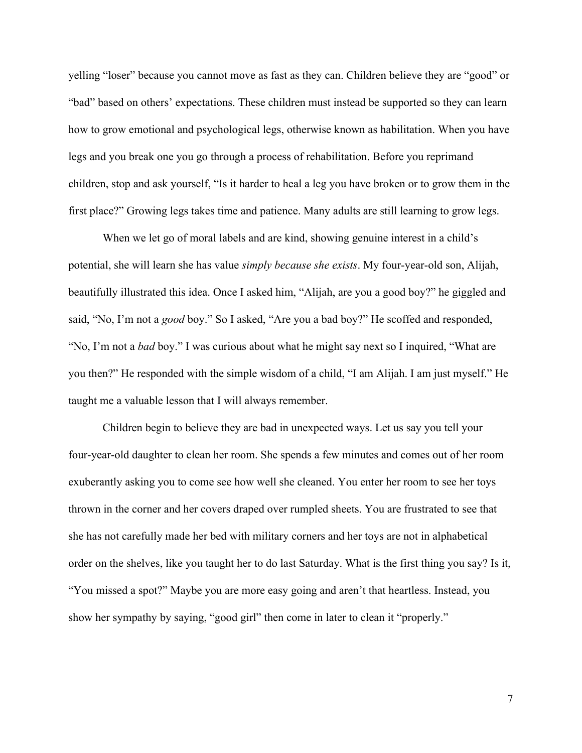yelling “loser” because you cannot move as fast as they can. Children believe they are “good” or “bad” based on others’ expectations. These children must instead be supported so they can learn how to grow emotional and psychological legs, otherwise known as habilitation. When you have legs and you break one you go through a process of rehabilitation. Before you reprimand children, stop and ask yourself, “Is it harder to heal a leg you have broken or to grow them in the first place?” Growing legs takes time and patience. Many adults are still learning to grow legs.

When we let go of moral labels and are kind, showing genuine interest in a child’s potential, she will learn she has value *simply because she exists*. My four-year-old son, Alijah, beautifully illustrated this idea. Once I asked him, “Alijah, are you a good boy?” he giggled and said, “No, I’m not a *good* boy.” So I asked, “Are you a bad boy?” He scoffed and responded, “No, I’m not a *bad* boy.” I was curious about what he might say next so I inquired, “What are you then?” He responded with the simple wisdom of a child, “I am Alijah. I am just myself.” He taught me a valuable lesson that I will always remember.

Children begin to believe they are bad in unexpected ways. Let us say you tell your four-year-old daughter to clean her room. She spends a few minutes and comes out of her room exuberantly asking you to come see how well she cleaned. You enter her room to see her toys thrown in the corner and her covers draped over rumpled sheets. You are frustrated to see that she has not carefully made her bed with military corners and her toys are not in alphabetical order on the shelves, like you taught her to do last Saturday. What is the first thing you say? Is it, “You missed a spot?” Maybe you are more easy going and aren’t that heartless. Instead, you show her sympathy by saying, “good girl” then come in later to clean it “properly.”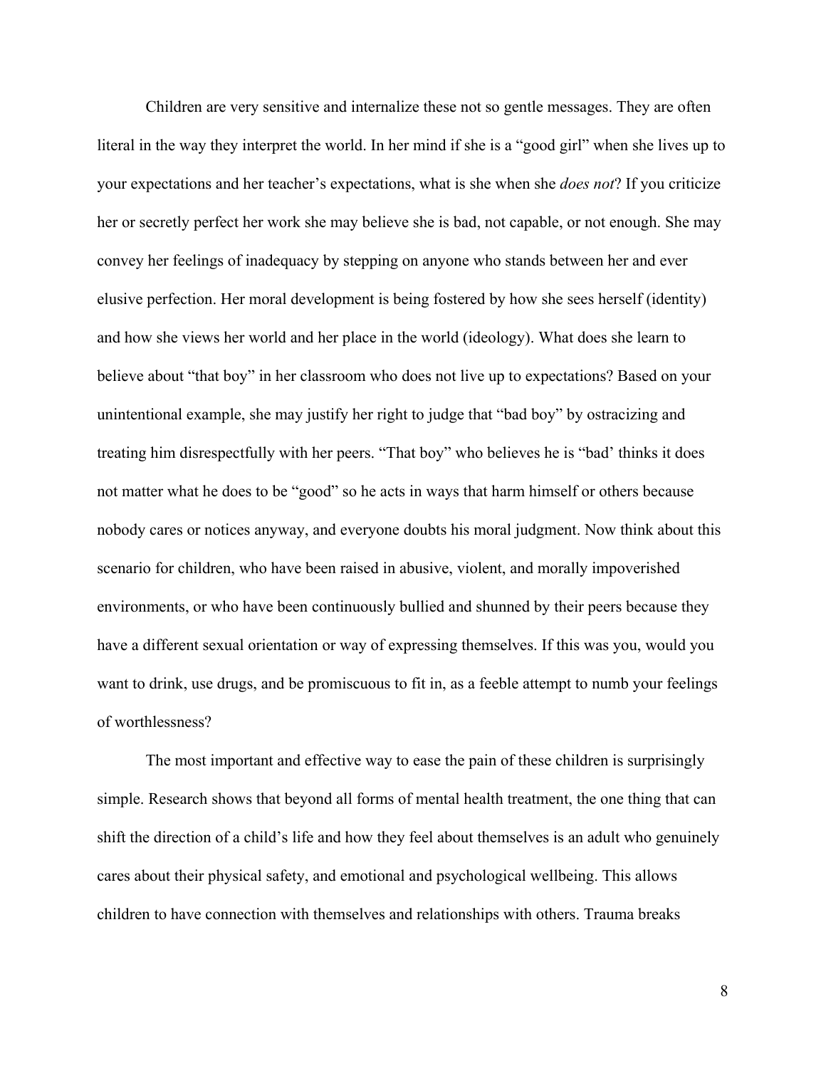Children are very sensitive and internalize these not so gentle messages. They are often literal in the way they interpret the world. In her mind if she is a “good girl” when she lives up to your expectations and her teacher’s expectations, what is she when she *does not*? If you criticize her or secretly perfect her work she may believe she is bad, not capable, or not enough. She may convey her feelings of inadequacy by stepping on anyone who stands between her and ever elusive perfection. Her moral development is being fostered by how she sees herself (identity) and how she views her world and her place in the world (ideology). What does she learn to believe about “that boy” in her classroom who does not live up to expectations? Based on your unintentional example, she may justify her right to judge that “bad boy” by ostracizing and treating him disrespectfully with her peers. “That boy” who believes he is “bad’ thinks it does not matter what he does to be “good” so he acts in ways that harm himself or others because nobody cares or notices anyway, and everyone doubts his moral judgment. Now think about this scenario for children, who have been raised in abusive, violent, and morally impoverished environments, or who have been continuously bullied and shunned by their peers because they have a different sexual orientation or way of expressing themselves. If this was you, would you want to drink, use drugs, and be promiscuous to fit in, as a feeble attempt to numb your feelings of worthlessness?

The most important and effective way to ease the pain of these children is surprisingly simple. Research shows that beyond all forms of mental health treatment, the one thing that can shift the direction of a child’s life and how they feel about themselves is an adult who genuinely cares about their physical safety, and emotional and psychological wellbeing. This allows children to have connection with themselves and relationships with others. Trauma breaks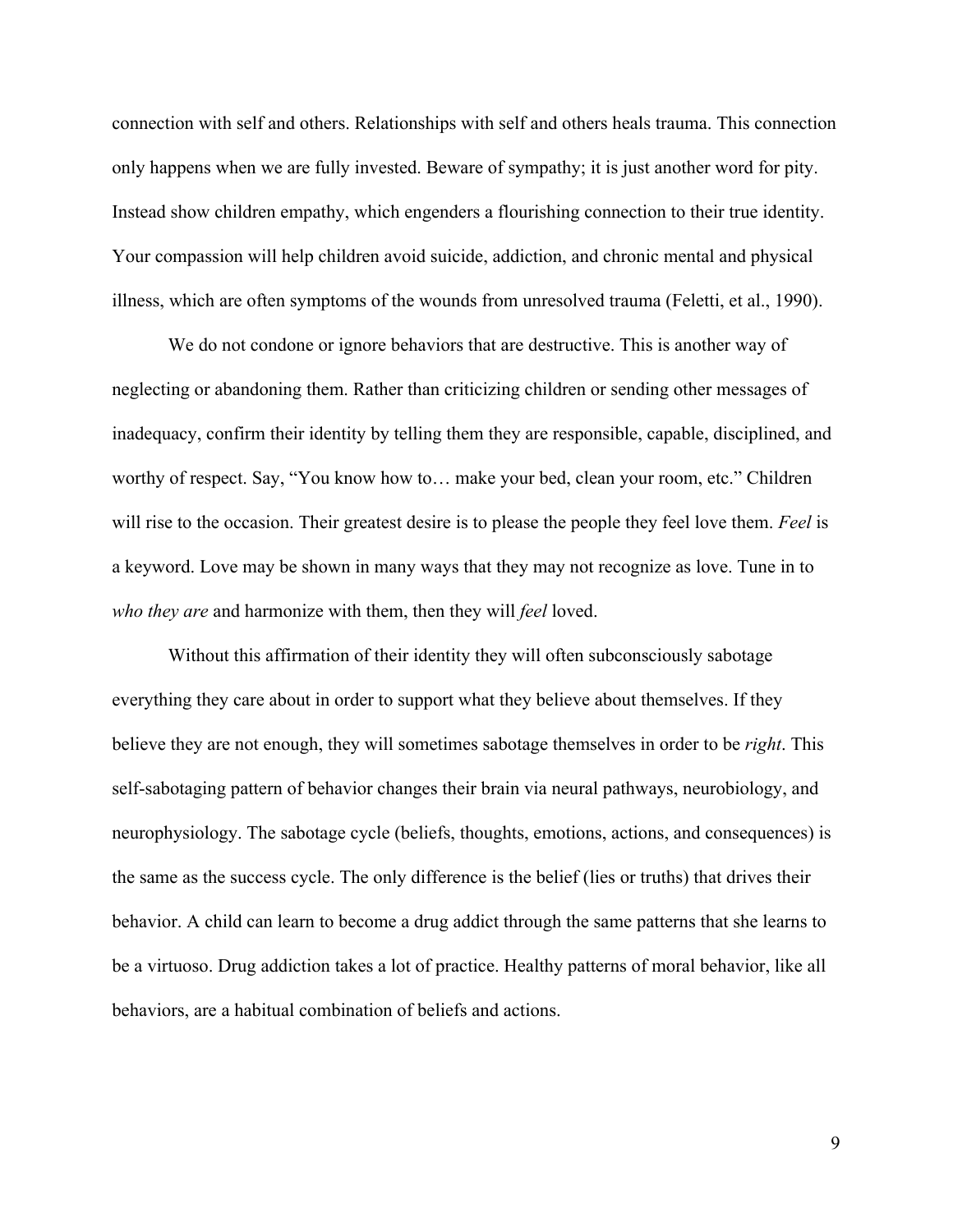connection with self and others. Relationships with self and others heals trauma. This connection only happens when we are fully invested. Beware of sympathy; it is just another word for pity. Instead show children empathy, which engenders a flourishing connection to their true identity. Your compassion will help children avoid suicide, addiction, and chronic mental and physical illness, which are often symptoms of the wounds from unresolved trauma (Feletti, et al., 1990).

We do not condone or ignore behaviors that are destructive. This is another way of neglecting or abandoning them. Rather than criticizing children or sending other messages of inadequacy, confirm their identity by telling them they are responsible, capable, disciplined, and worthy of respect. Say, "You know how to… make your bed, clean your room, etc." Children will rise to the occasion. Their greatest desire is to please the people they feel love them. *Feel* is a keyword. Love may be shown in many ways that they may not recognize as love. Tune in to *who they are* and harmonize with them, then they will *feel* loved.

Without this affirmation of their identity they will often subconsciously sabotage everything they care about in order to support what they believe about themselves. If they believe they are not enough, they will sometimes sabotage themselves in order to be *right*. This self-sabotaging pattern of behavior changes their brain via neural pathways, neurobiology, and neurophysiology. The sabotage cycle (beliefs, thoughts, emotions, actions, and consequences) is the same as the success cycle. The only difference is the belief (lies or truths) that drives their behavior. A child can learn to become a drug addict through the same patterns that she learns to be a virtuoso. Drug addiction takes a lot of practice. Healthy patterns of moral behavior, like all behaviors, are a habitual combination of beliefs and actions.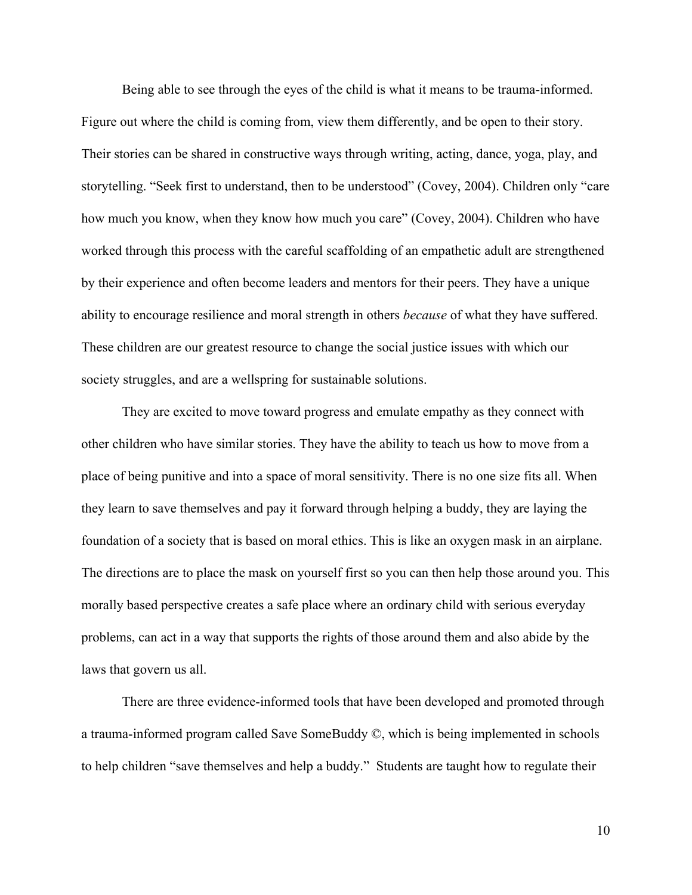Being able to see through the eyes of the child is what it means to be trauma-informed. Figure out where the child is coming from, view them differently, and be open to their story. Their stories can be shared in constructive ways through writing, acting, dance, yoga, play, and storytelling. "Seek first to understand, then to be understood" (Covey, 2004). Children only "care how much you know, when they know how much you care" (Covey, 2004). Children who have worked through this process with the careful scaffolding of an empathetic adult are strengthened by their experience and often become leaders and mentors for their peers. They have a unique ability to encourage resilience and moral strength in others *because* of what they have suffered. These children are our greatest resource to change the social justice issues with which our society struggles, and are a wellspring for sustainable solutions.

They are excited to move toward progress and emulate empathy as they connect with other children who have similar stories. They have the ability to teach us how to move from a place of being punitive and into a space of moral sensitivity. There is no one size fits all. When they learn to save themselves and pay it forward through helping a buddy, they are laying the foundation of a society that is based on moral ethics. This is like an oxygen mask in an airplane. The directions are to place the mask on yourself first so you can then help those around you. This morally based perspective creates a safe place where an ordinary child with serious everyday problems, can act in a way that supports the rights of those around them and also abide by the laws that govern us all.

There are three evidence-informed tools that have been developed and promoted through a trauma-informed program called Save SomeBuddy ©, which is being implemented in schools to help children "save themselves and help a buddy." Students are taught how to regulate their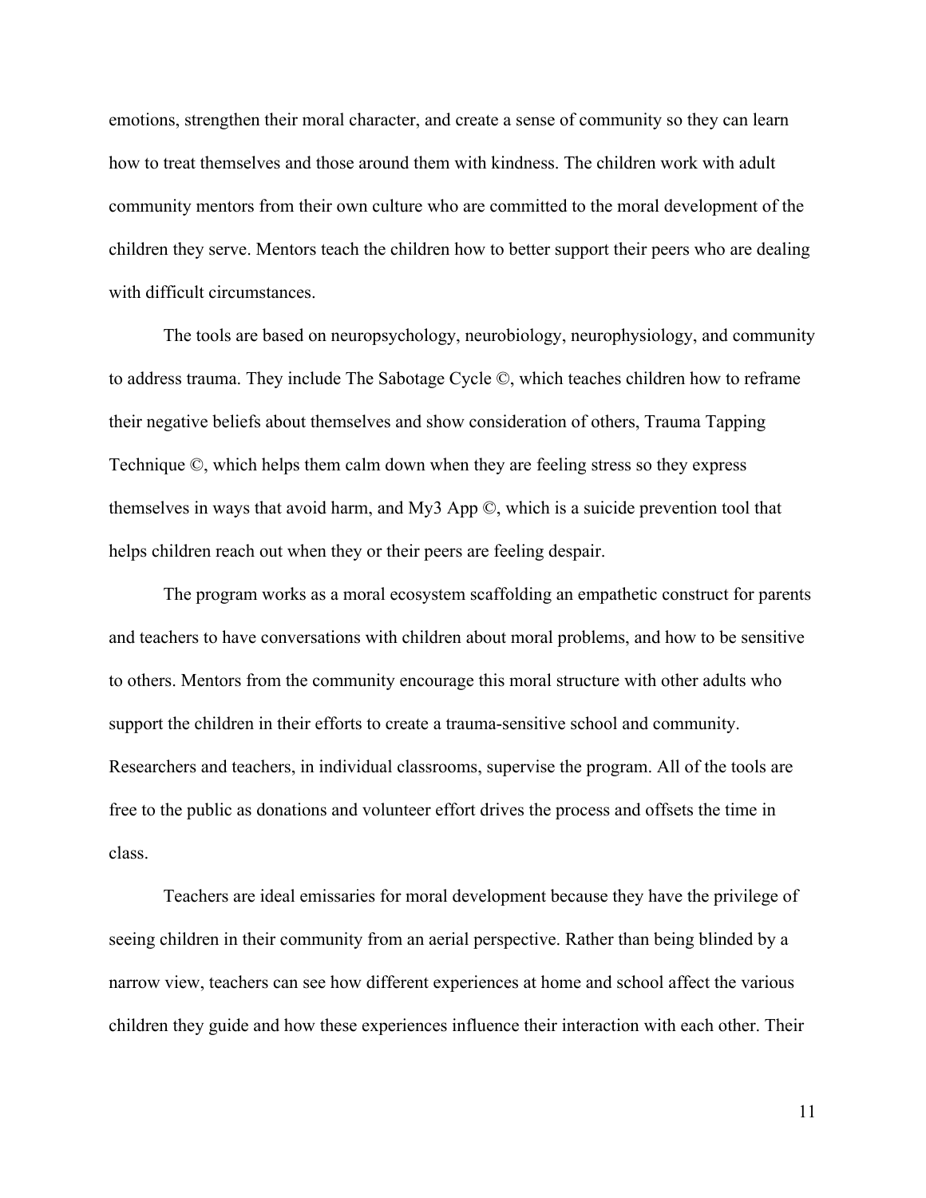emotions, strengthen their moral character, and create a sense of community so they can learn how to treat themselves and those around them with kindness. The children work with adult community mentors from their own culture who are committed to the moral development of the children they serve. Mentors teach the children how to better support their peers who are dealing with difficult circumstances.

The tools are based on neuropsychology, neurobiology, neurophysiology, and community to address trauma. They include The Sabotage Cycle ©, which teaches children how to reframe their negative beliefs about themselves and show consideration of others, Trauma Tapping Technique ©, which helps them calm down when they are feeling stress so they express themselves in ways that avoid harm, and My3 App ©, which is a suicide prevention tool that helps children reach out when they or their peers are feeling despair.

The program works as a moral ecosystem scaffolding an empathetic construct for parents and teachers to have conversations with children about moral problems, and how to be sensitive to others. Mentors from the community encourage this moral structure with other adults who support the children in their efforts to create a trauma-sensitive school and community. Researchers and teachers, in individual classrooms, supervise the program. All of the tools are free to the public as donations and volunteer effort drives the process and offsets the time in class.

Teachers are ideal emissaries for moral development because they have the privilege of seeing children in their community from an aerial perspective. Rather than being blinded by a narrow view, teachers can see how different experiences at home and school affect the various children they guide and how these experiences influence their interaction with each other. Their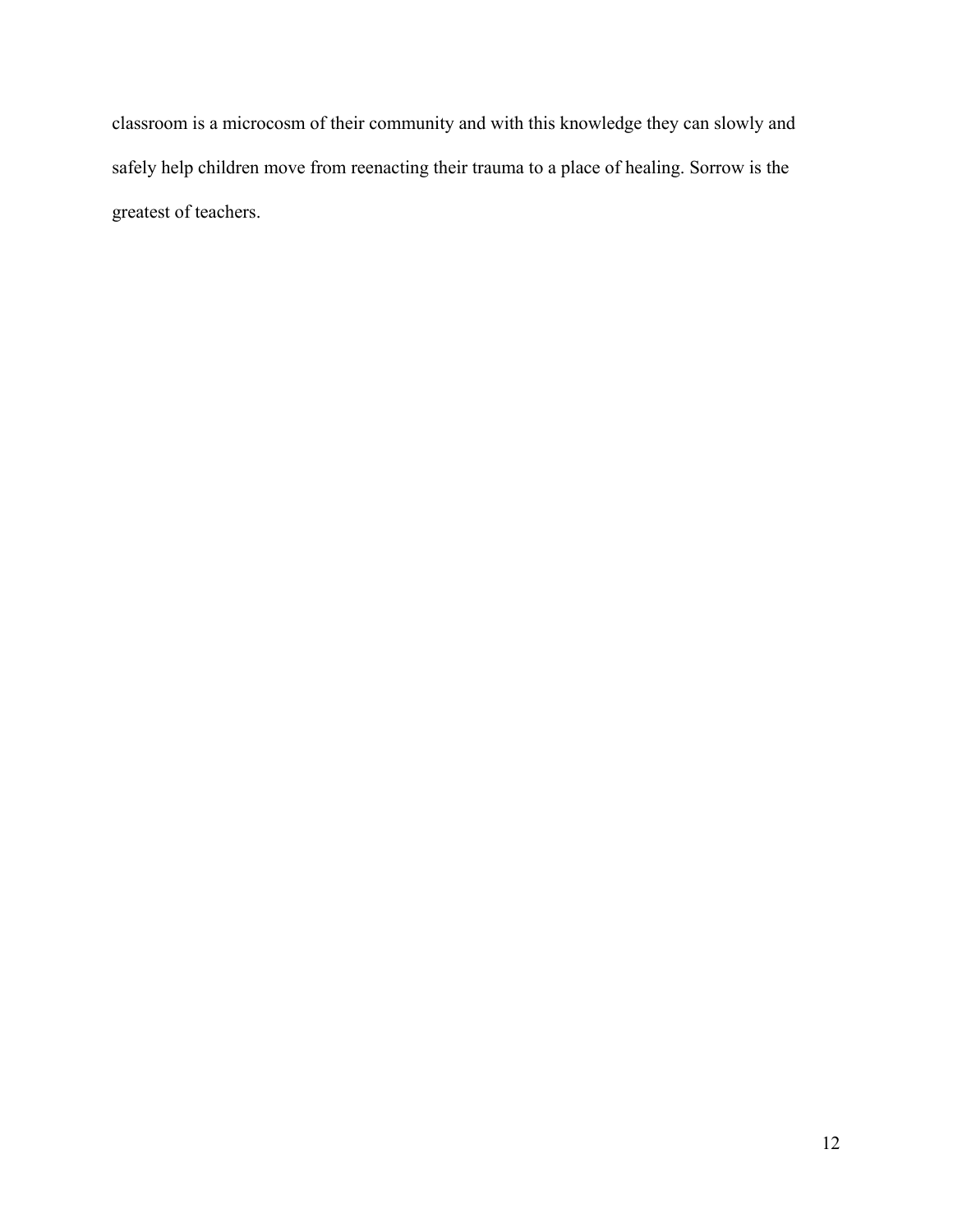classroom is a microcosm of their community and with this knowledge they can slowly and safely help children move from reenacting their trauma to a place of healing. Sorrow is the greatest of teachers.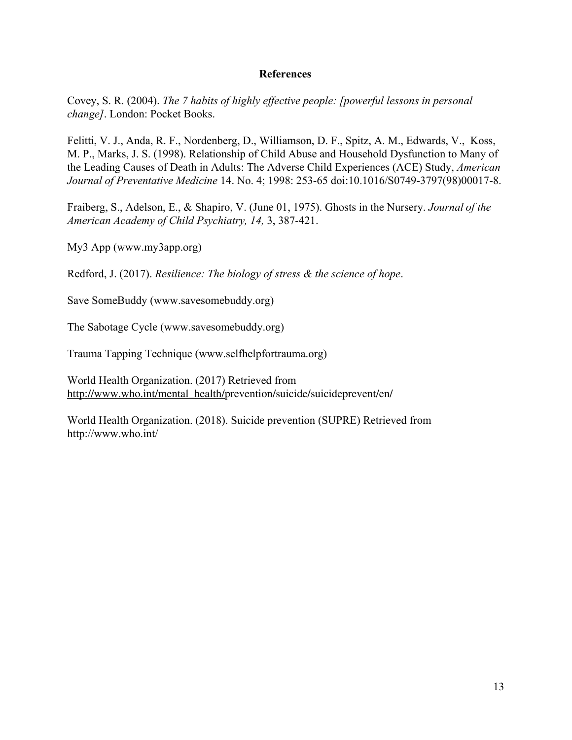## References

Covey, S. R. (2004). *The 7 habits of highly effective people: [powerful lessons in personal change]*. London: Pocket Books.

Felitti, V. J., Anda, R. F., Nordenberg, D., Williamson, D. F., Spitz, A. M., Edwards, V., Koss, M. P., Marks, J. S. (1998). Relationship of Child Abuse and Household Dysfunction to Many of the Leading Causes of Death in Adults: The Adverse Child Experiences (ACE) Study, *American Journal of Preventative Medicine* 14. No. 4; 1998: 253-65 doi:10.1016/S0749-3797(98)00017-8.

Fraiberg, S., Adelson, E., & Shapiro, V. (June 01, 1975). Ghosts in the Nursery. *Journal of the American Academy of Child Psychiatry, 14,* 3, 387-421.

My3 App (www.my3app.org)

Redford, J. (2017). *Resilience: The biology of stress & the science of hope*.

Save SomeBuddy (www.savesomebuddy.org)

The Sabotage Cycle (www.savesomebuddy.org)

Trauma Tapping Technique (www.selfhelpfortrauma.org)

World Health Organization. (2017) Retrieved from http://www.who.int/mental_health/prevention/suicide/suicideprevent/en/

World Health Organization. (2018). Suicide prevention (SUPRE) Retrieved from http://www.who.int/